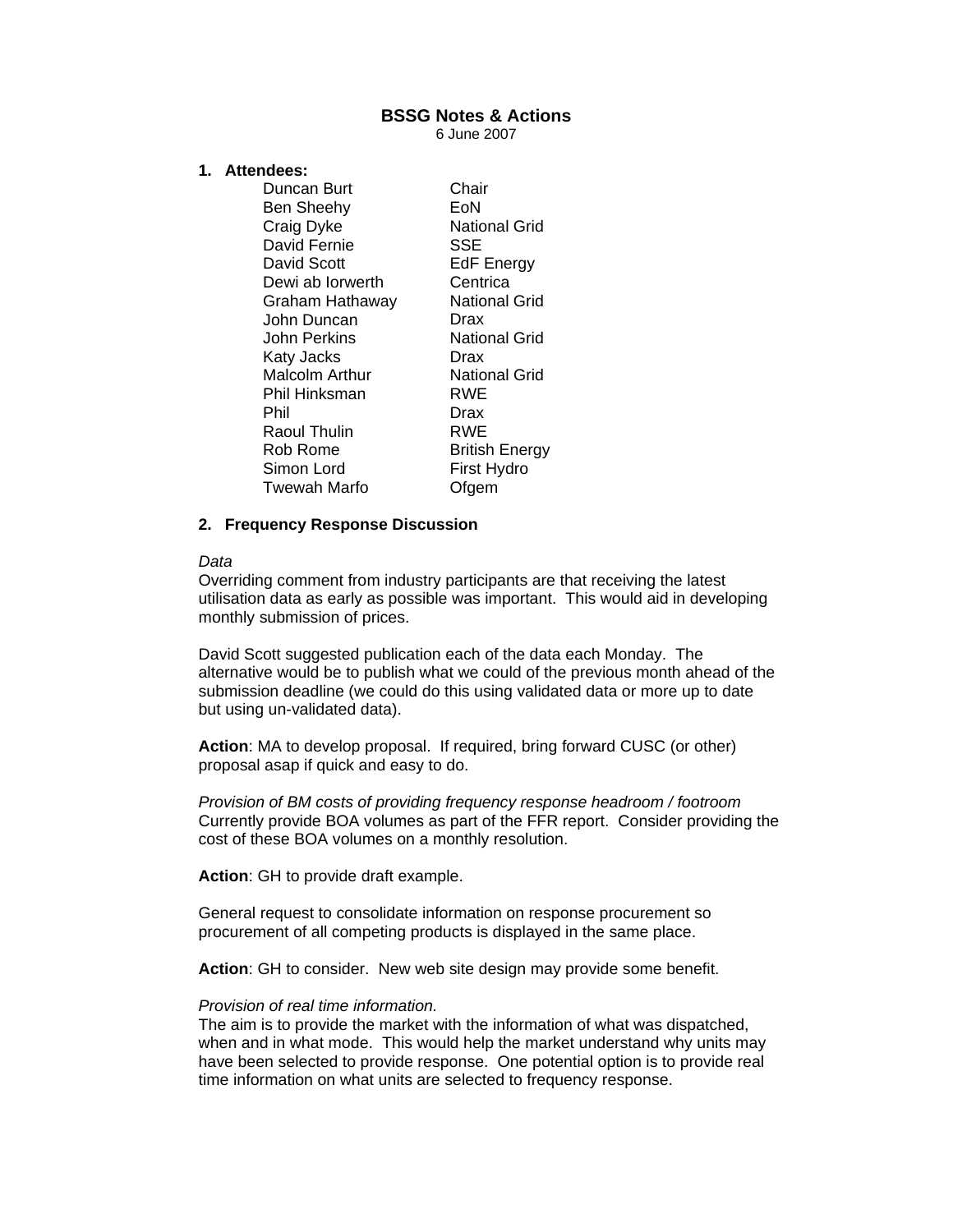# BSSG Notes & Actions

6 June 2007

## 1. Attendees:

| | |
|---|---|
| Duncan Burt | Chair |
| Ben Sheehy | EoN |
| Craig Dyke | National Grid |
| David Fernie | SSE |
| David Scott | EdF Energy |
| Dewi ab Iorwerth | Centrica |
| Graham Hathaway | National Grid |
| John Duncan | Drax |
| John Perkins | National Grid |
| Katy Jacks | Drax |
| Malcolm Arthur | National Grid |
| Phil Hinksman | RWE |
| Phil | Drax |
| Raoul Thulin | RWE |
| Rob Rome | British Energy |
| Simon Lord | First Hydro |
| Twewah Marfo | Ofgem |

## 2. Frequency Response Discussion

*Data*

Overriding comment from industry participants are that receiving the latest utilisation data as early as possible was important. This would aid in developing monthly submission of prices.

David Scott suggested publication each of the data each Monday. The alternative would be to publish what we could of the previous month ahead of the submission deadline (we could do this using validated data or more up to date but using un-validated data).

**Action**: MA to develop proposal. If required, bring forward CUSC (or other) proposal asap if quick and easy to do.

*Provision of BM costs of providing frequency response headroom / footroom*

Currently provide BOA volumes as part of the FFR report. Consider providing the cost of these BOA volumes on a monthly resolution.

**Action**: GH to provide draft example.

General request to consolidate information on response procurement so procurement of all competing products is displayed in the same place.

**Action**: GH to consider. New web site design may provide some benefit.

*Provision of real time information.*

The aim is to provide the market with the information of what was dispatched, when and in what mode. This would help the market understand why units may have been selected to provide response. One potential option is to provide real time information on what units are selected to frequency response.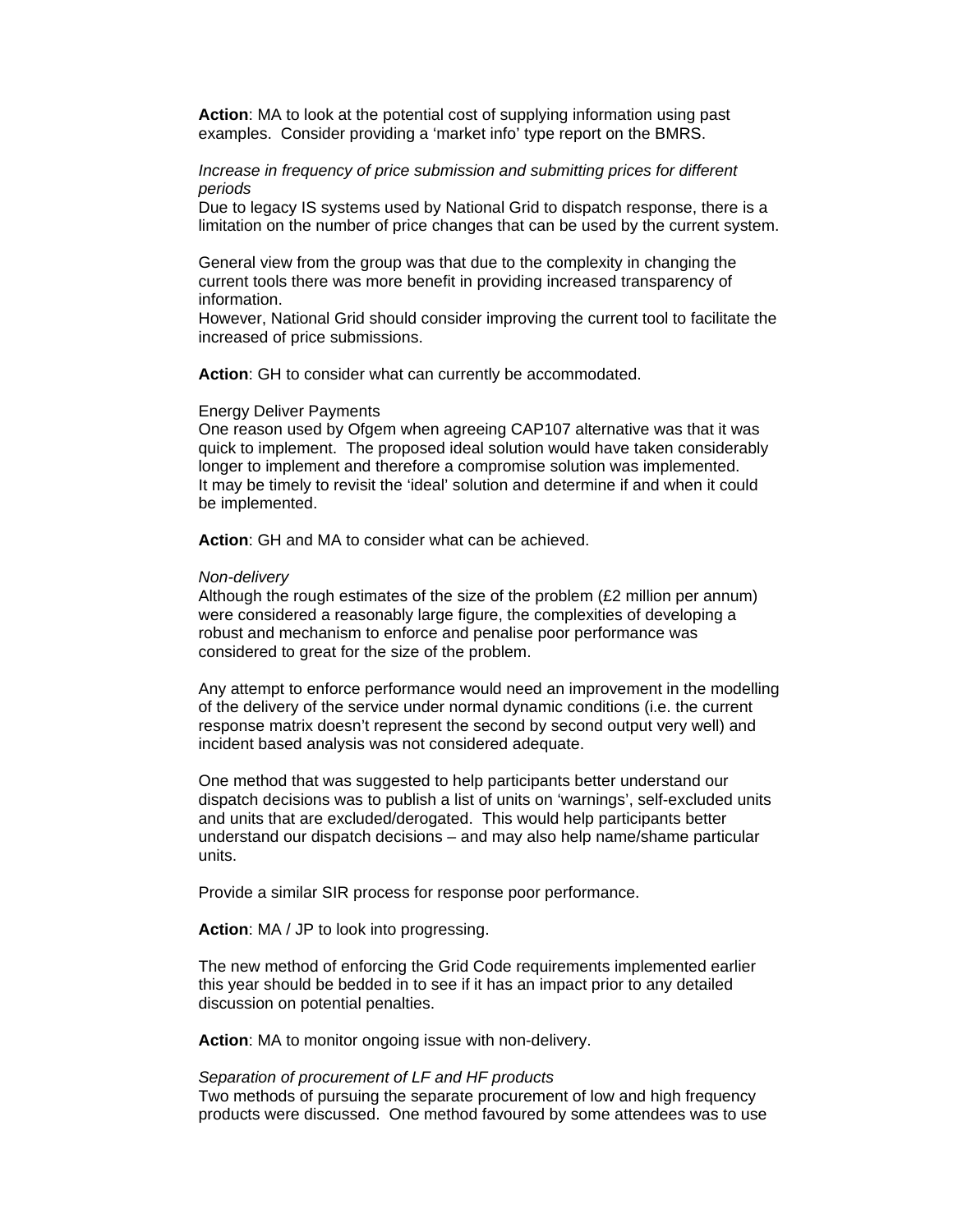**Action**: MA to look at the potential cost of supplying information using past examples. Consider providing a 'market info' type report on the BMRS.

*Increase in frequency of price submission and submitting prices for different periods*

Due to legacy IS systems used by National Grid to dispatch response, there is a limitation on the number of price changes that can be used by the current system.

General view from the group was that due to the complexity in changing the current tools there was more benefit in providing increased transparency of information.

However, National Grid should consider improving the current tool to facilitate the increased of price submissions.

**Action**: GH to consider what can currently be accommodated.

Energy Deliver Payments

One reason used by Ofgem when agreeing CAP107 alternative was that it was quick to implement. The proposed ideal solution would have taken considerably longer to implement and therefore a compromise solution was implemented.

It may be timely to revisit the 'ideal' solution and determine if and when it could be implemented.

**Action**: GH and MA to consider what can be achieved.

*Non-delivery*

Although the rough estimates of the size of the problem (£2 million per annum) were considered a reasonably large figure, the complexities of developing a robust and mechanism to enforce and penalise poor performance was considered to great for the size of the problem.

Any attempt to enforce performance would need an improvement in the modelling of the delivery of the service under normal dynamic conditions (i.e. the current response matrix doesn't represent the second by second output very well) and incident based analysis was not considered adequate.

One method that was suggested to help participants better understand our dispatch decisions was to publish a list of units on 'warnings', self-excluded units and units that are excluded/derogated. This would help participants better understand our dispatch decisions – and may also help name/shame particular units.

Provide a similar SIR process for response poor performance.

**Action**: MA / JP to look into progressing.

The new method of enforcing the Grid Code requirements implemented earlier this year should be bedded in to see if it has an impact prior to any detailed discussion on potential penalties.

**Action**: MA to monitor ongoing issue with non-delivery.

*Separation of procurement of LF and HF products*

Two methods of pursuing the separate procurement of low and high frequency products were discussed. One method favoured by some attendees was to use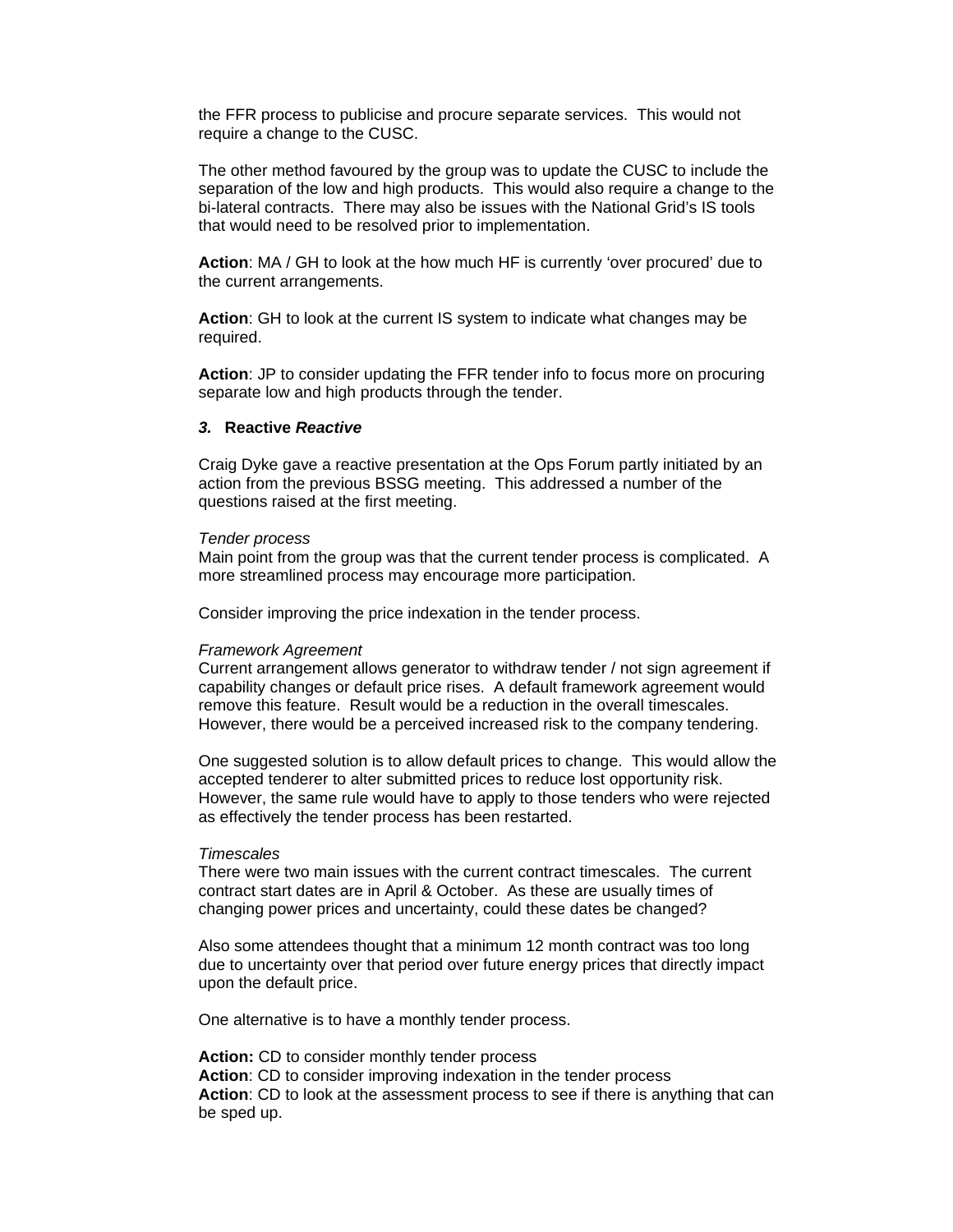the FFR process to publicise and procure separate services. This would not require a change to the CUSC.

The other method favoured by the group was to update the CUSC to include the separation of the low and high products. This would also require a change to the bi-lateral contracts. There may also be issues with the National Grid's IS tools that would need to be resolved prior to implementation.

**Action**: MA / GH to look at the how much HF is currently 'over procured' due to the current arrangements.

**Action**: GH to look at the current IS system to indicate what changes may be required.

**Action**: JP to consider updating the FFR tender info to focus more on procuring separate low and high products through the tender.

### *3.* Reactive *Reactive*

Craig Dyke gave a reactive presentation at the Ops Forum partly initiated by an action from the previous BSSG meeting. This addressed a number of the questions raised at the first meeting.

*Tender process*
Main point from the group was that the current tender process is complicated. A more streamlined process may encourage more participation.

Consider improving the price indexation in the tender process.

*Framework Agreement*
Current arrangement allows generator to withdraw tender / not sign agreement if capability changes or default price rises. A default framework agreement would remove this feature. Result would be a reduction in the overall timescales. However, there would be a perceived increased risk to the company tendering.

One suggested solution is to allow default prices to change. This would allow the accepted tenderer to alter submitted prices to reduce lost opportunity risk. However, the same rule would have to apply to those tenders who were rejected as effectively the tender process has been restarted.

*Timescales*
There were two main issues with the current contract timescales. The current contract start dates are in April & October. As these are usually times of changing power prices and uncertainty, could these dates be changed?

Also some attendees thought that a minimum 12 month contract was too long due to uncertainty over that period over future energy prices that directly impact upon the default price.

One alternative is to have a monthly tender process.

**Action:** CD to consider monthly tender process
**Action**: CD to consider improving indexation in the tender process
**Action**: CD to look at the assessment process to see if there is anything that can be sped up.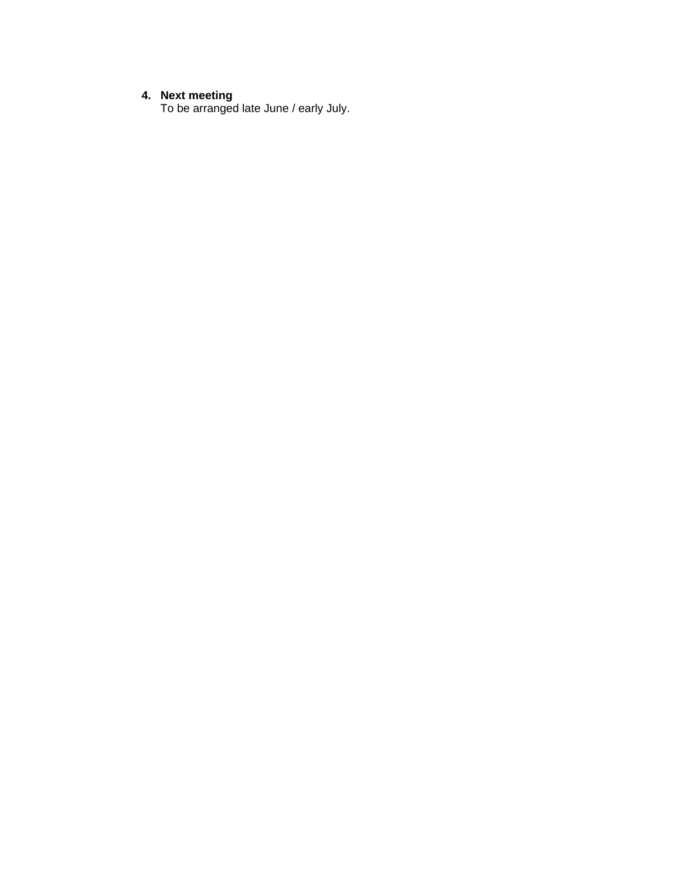4. **Next meeting**
   To be arranged late June / early July.